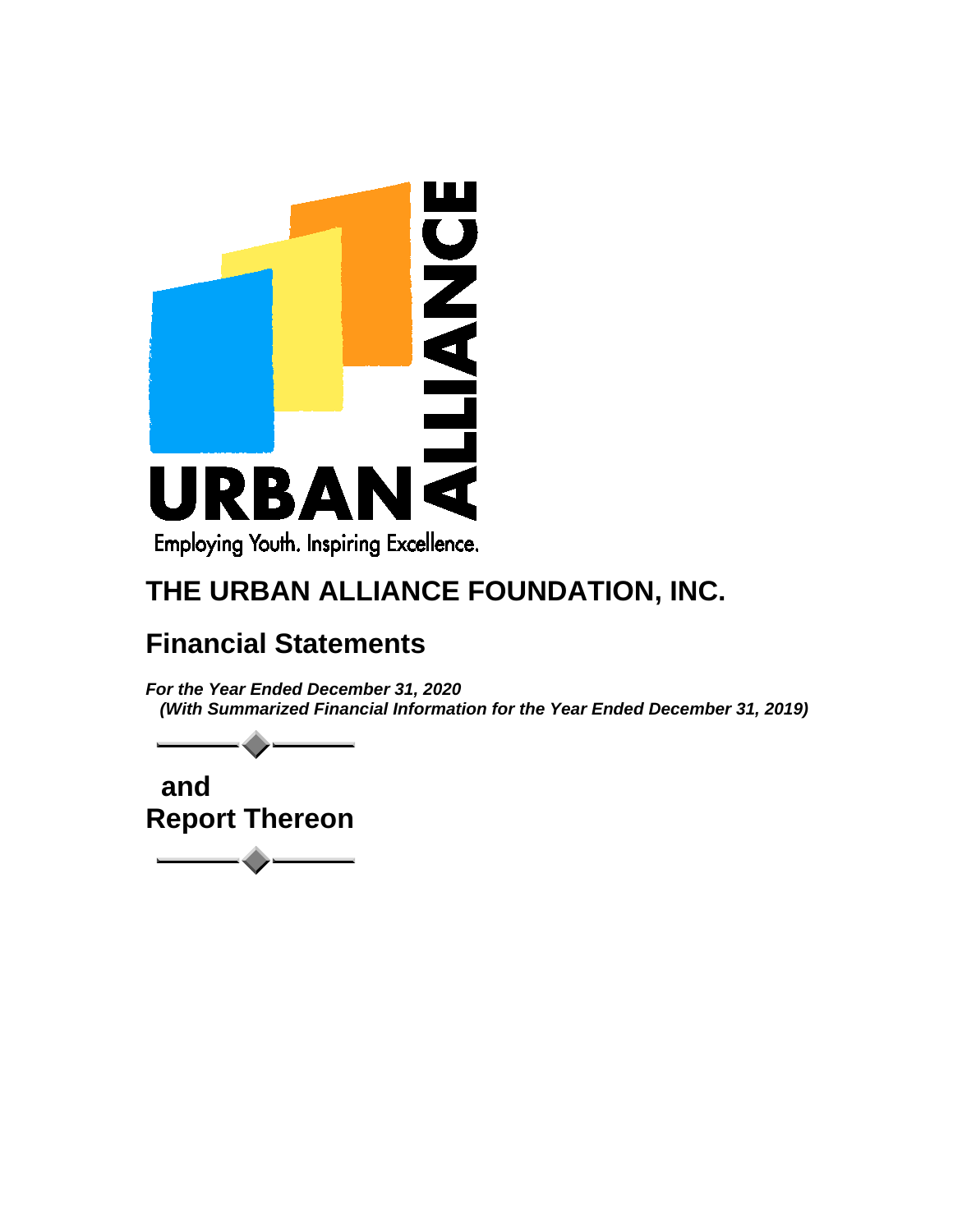URBAN ALLIANCE

Employing Youth. Inspiring Excellence.

# THE URBAN ALLIANCE FOUNDATION, INC.

## Financial Statements

***For the Year Ended December 31, 2020***
***(With Summarized Financial Information for the Year Ended December 31, 2019)***

**and**
**Report Thereon**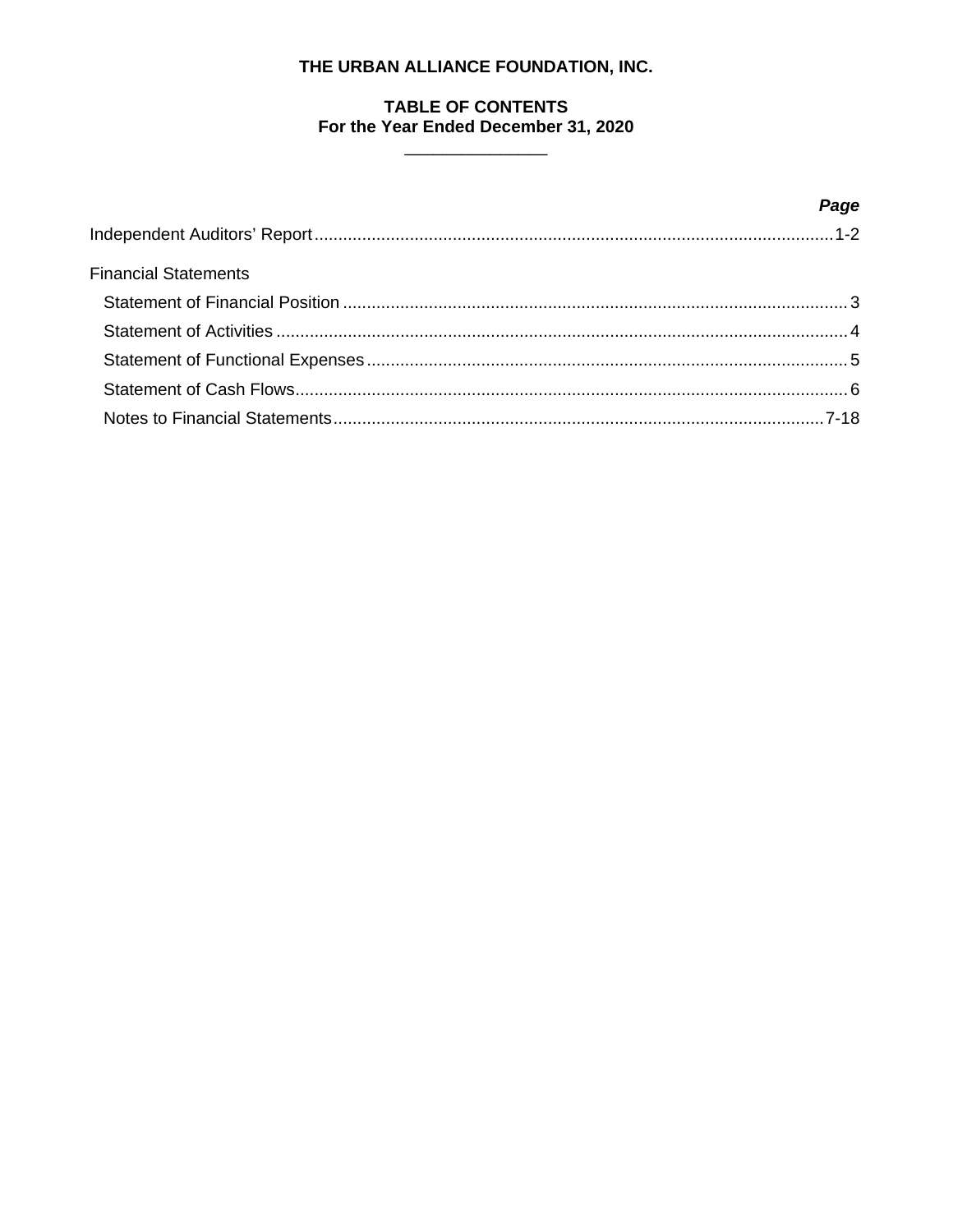# THE URBAN ALLIANCE FOUNDATION, INC.

## TABLE OF CONTENTS
## For the Year Ended December 31, 2020

| | ***Page*** |
|---|---|
| Independent Auditors' Report | 1-2 |
| Financial Statements | |
| Statement of Financial Position | 3 |
| Statement of Activities | 4 |
| Statement of Functional Expenses | 5 |
| Statement of Cash Flows | 6 |
| Notes to Financial Statements | 7-18 |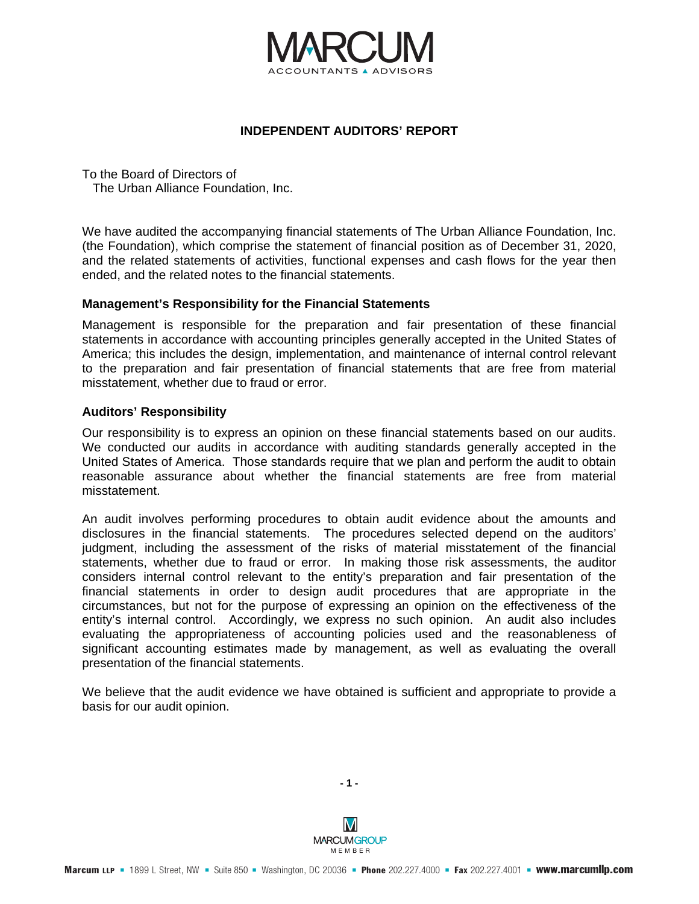# INDEPENDENT AUDITORS' REPORT

To the Board of Directors of
The Urban Alliance Foundation, Inc.

We have audited the accompanying financial statements of The Urban Alliance Foundation, Inc. (the Foundation), which comprise the statement of financial position as of December 31, 2020, and the related statements of activities, functional expenses and cash flows for the year then ended, and the related notes to the financial statements.

## Management's Responsibility for the Financial Statements

Management is responsible for the preparation and fair presentation of these financial statements in accordance with accounting principles generally accepted in the United States of America; this includes the design, implementation, and maintenance of internal control relevant to the preparation and fair presentation of financial statements that are free from material misstatement, whether due to fraud or error.

## Auditors' Responsibility

Our responsibility is to express an opinion on these financial statements based on our audits. We conducted our audits in accordance with auditing standards generally accepted in the United States of America. Those standards require that we plan and perform the audit to obtain reasonable assurance about whether the financial statements are free from material misstatement.

An audit involves performing procedures to obtain audit evidence about the amounts and disclosures in the financial statements. The procedures selected depend on the auditors' judgment, including the assessment of the risks of material misstatement of the financial statements, whether due to fraud or error. In making those risk assessments, the auditor considers internal control relevant to the entity's preparation and fair presentation of the financial statements in order to design audit procedures that are appropriate in the circumstances, but not for the purpose of expressing an opinion on the effectiveness of the entity's internal control. Accordingly, we express no such opinion. An audit also includes evaluating the appropriateness of accounting policies used and the reasonableness of significant accounting estimates made by management, as well as evaluating the overall presentation of the financial statements.

We believe that the audit evidence we have obtained is sufficient and appropriate to provide a basis for our audit opinion.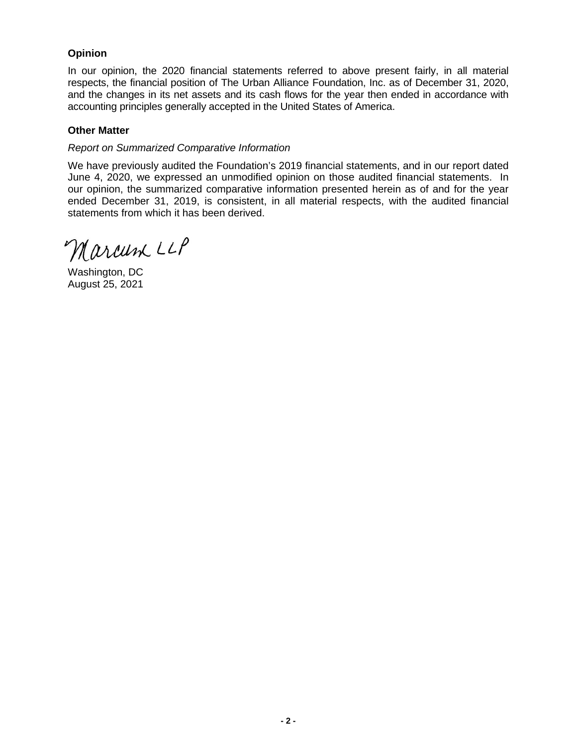## Opinion

In our opinion, the 2020 financial statements referred to above present fairly, in all material respects, the financial position of The Urban Alliance Foundation, Inc. as of December 31, 2020, and the changes in its net assets and its cash flows for the year then ended in accordance with accounting principles generally accepted in the United States of America.

## Other Matter

*Report on Summarized Comparative Information*

We have previously audited the Foundation's 2019 financial statements, and in our report dated June 4, 2020, we expressed an unmodified opinion on those audited financial statements. In our opinion, the summarized comparative information presented herein as of and for the year ended December 31, 2019, is consistent, in all material respects, with the audited financial statements from which it has been derived.

Marcum LLP

Washington, DC
August 25, 2021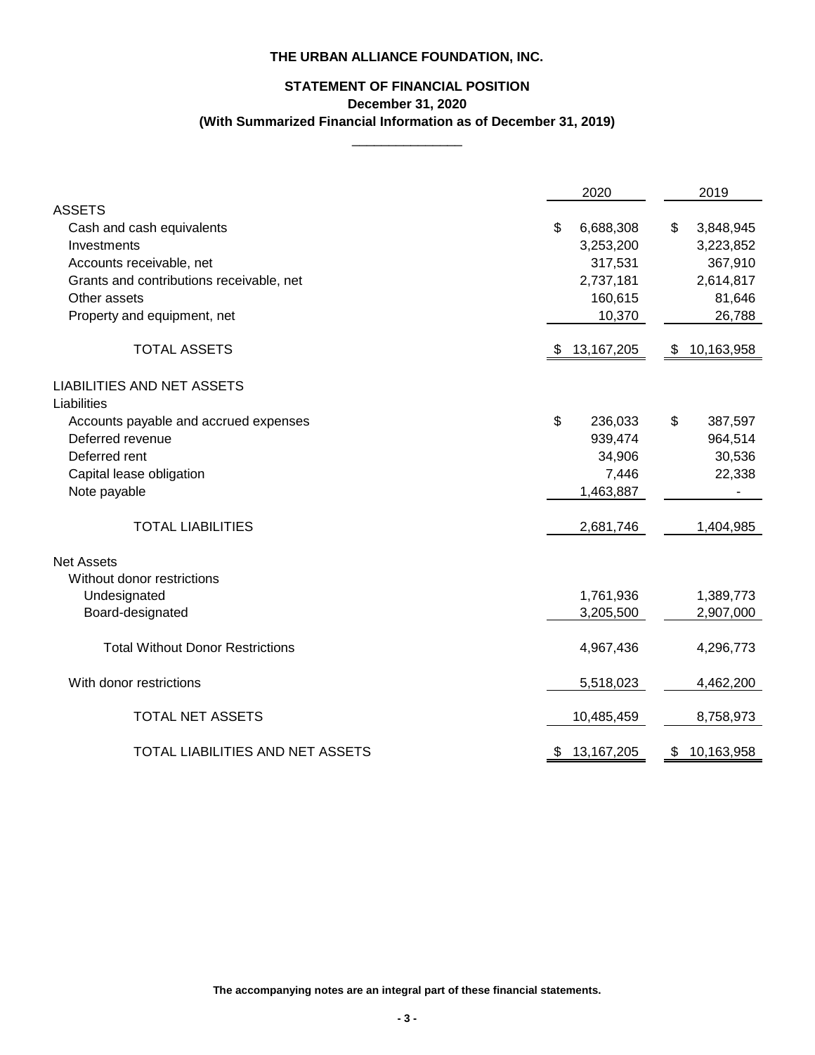# THE URBAN ALLIANCE FOUNDATION, INC.

## STATEMENT OF FINANCIAL POSITION
### December 31, 2020
### (With Summarized Financial Information as of December 31, 2019)

| | 2020 | 2019 |
|---|---|---|
| **ASSETS** | | |
| Cash and cash equivalents | $ 6,688,308 | $ 3,848,945 |
| Investments | 3,253,200 | 3,223,852 |
| Accounts receivable, net | 317,531 | 367,910 |
| Grants and contributions receivable, net | 2,737,181 | 2,614,817 |
| Other assets | 160,615 | 81,646 |
| Property and equipment, net | 10,370 | 26,788 |
| TOTAL ASSETS | $ 13,167,205 | $ 10,163,958 |
| **LIABILITIES AND NET ASSETS** | | |
| Liabilities | | |
| Accounts payable and accrued expenses | $ 236,033 | $ 387,597 |
| Deferred revenue | 939,474 | 964,514 |
| Deferred rent | 34,906 | 30,536 |
| Capital lease obligation | 7,446 | 22,338 |
| Note payable | 1,463,887 | - |
| TOTAL LIABILITIES | 2,681,746 | 1,404,985 |
| Net Assets | | |
| Without donor restrictions | | |
| Undesignated | 1,761,936 | 1,389,773 |
| Board-designated | 3,205,500 | 2,907,000 |
| Total Without Donor Restrictions | 4,967,436 | 4,296,773 |
| With donor restrictions | 5,518,023 | 4,462,200 |
| TOTAL NET ASSETS | 10,485,459 | 8,758,973 |
| TOTAL LIABILITIES AND NET ASSETS | $ 13,167,205 | $ 10,163,958 |

**The accompanying notes are an integral part of these financial statements.**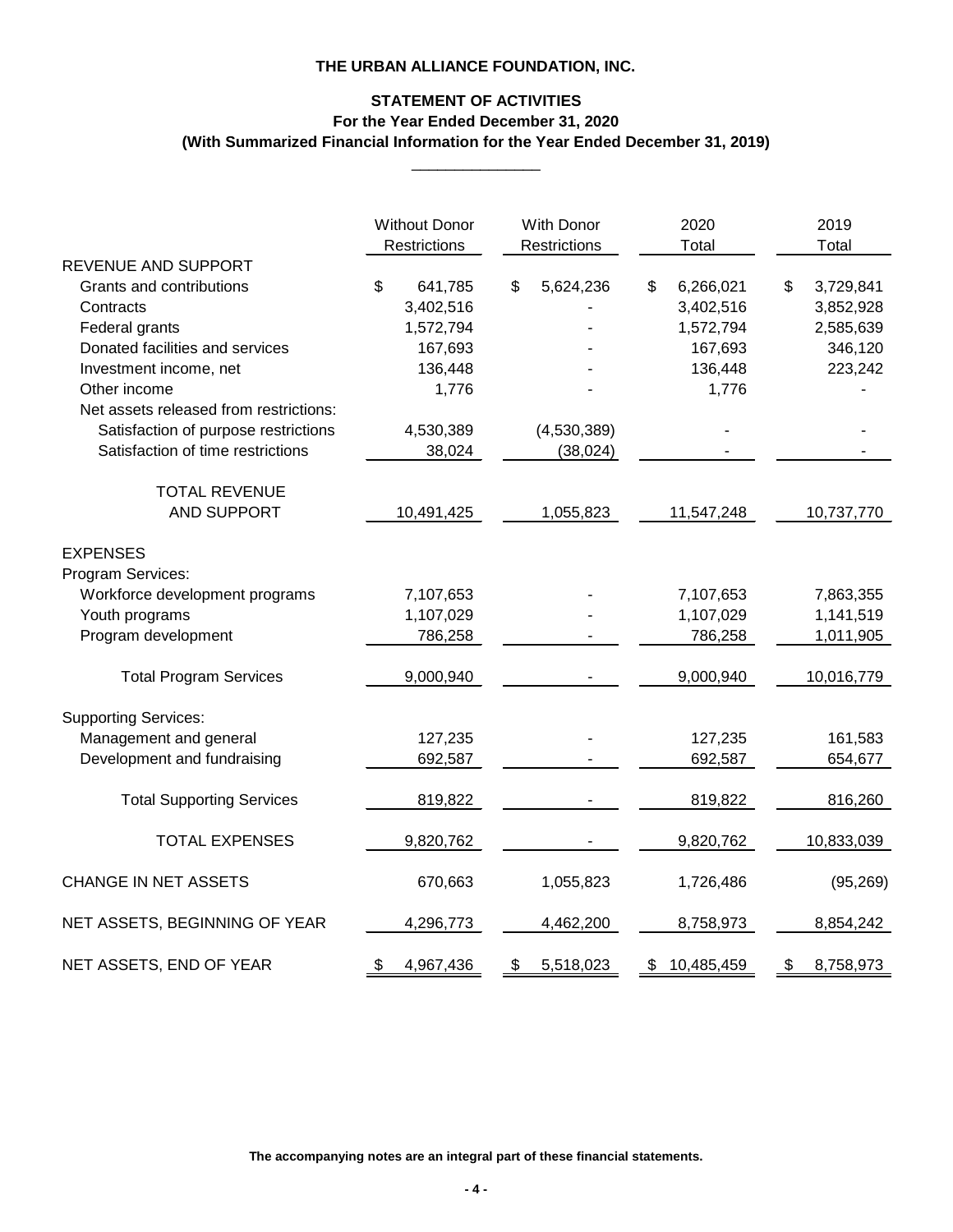**THE URBAN ALLIANCE FOUNDATION, INC.**

**STATEMENT OF ACTIVITIES**
**For the Year Ended December 31, 2020**
**(With Summarized Financial Information for the Year Ended December 31, 2019)**

| | Without Donor Restrictions | With Donor Restrictions | 2020 Total | 2019 Total |
|---|---|---|---|---|
| REVENUE AND SUPPORT | | | | |
| Grants and contributions | $ 641,785 | $ 5,624,236 | $ 6,266,021 | $ 3,729,841 |
| Contracts | 3,402,516 | - | 3,402,516 | 3,852,928 |
| Federal grants | 1,572,794 | - | 1,572,794 | 2,585,639 |
| Donated facilities and services | 167,693 | - | 167,693 | 346,120 |
| Investment income, net | 136,448 | - | 136,448 | 223,242 |
| Other income | 1,776 | - | 1,776 | - |
| Net assets released from restrictions: | | | | |
| Satisfaction of purpose restrictions | 4,530,389 | (4,530,389) | - | - |
| Satisfaction of time restrictions | 38,024 | (38,024) | - | - |
| TOTAL REVENUE AND SUPPORT | 10,491,425 | 1,055,823 | 11,547,248 | 10,737,770 |
| EXPENSES | | | | |
| Program Services: | | | | |
| Workforce development programs | 7,107,653 | - | 7,107,653 | 7,863,355 |
| Youth programs | 1,107,029 | - | 1,107,029 | 1,141,519 |
| Program development | 786,258 | - | 786,258 | 1,011,905 |
| Total Program Services | 9,000,940 | - | 9,000,940 | 10,016,779 |
| Supporting Services: | | | | |
| Management and general | 127,235 | - | 127,235 | 161,583 |
| Development and fundraising | 692,587 | - | 692,587 | 654,677 |
| Total Supporting Services | 819,822 | - | 819,822 | 816,260 |
| TOTAL EXPENSES | 9,820,762 | - | 9,820,762 | 10,833,039 |
| CHANGE IN NET ASSETS | 670,663 | 1,055,823 | 1,726,486 | (95,269) |
| NET ASSETS, BEGINNING OF YEAR | 4,296,773 | 4,462,200 | 8,758,973 | 8,854,242 |
| NET ASSETS, END OF YEAR | $ 4,967,436 | $ 5,518,023 | $ 10,485,459 | $ 8,758,973 |

**The accompanying notes are an integral part of these financial statements.**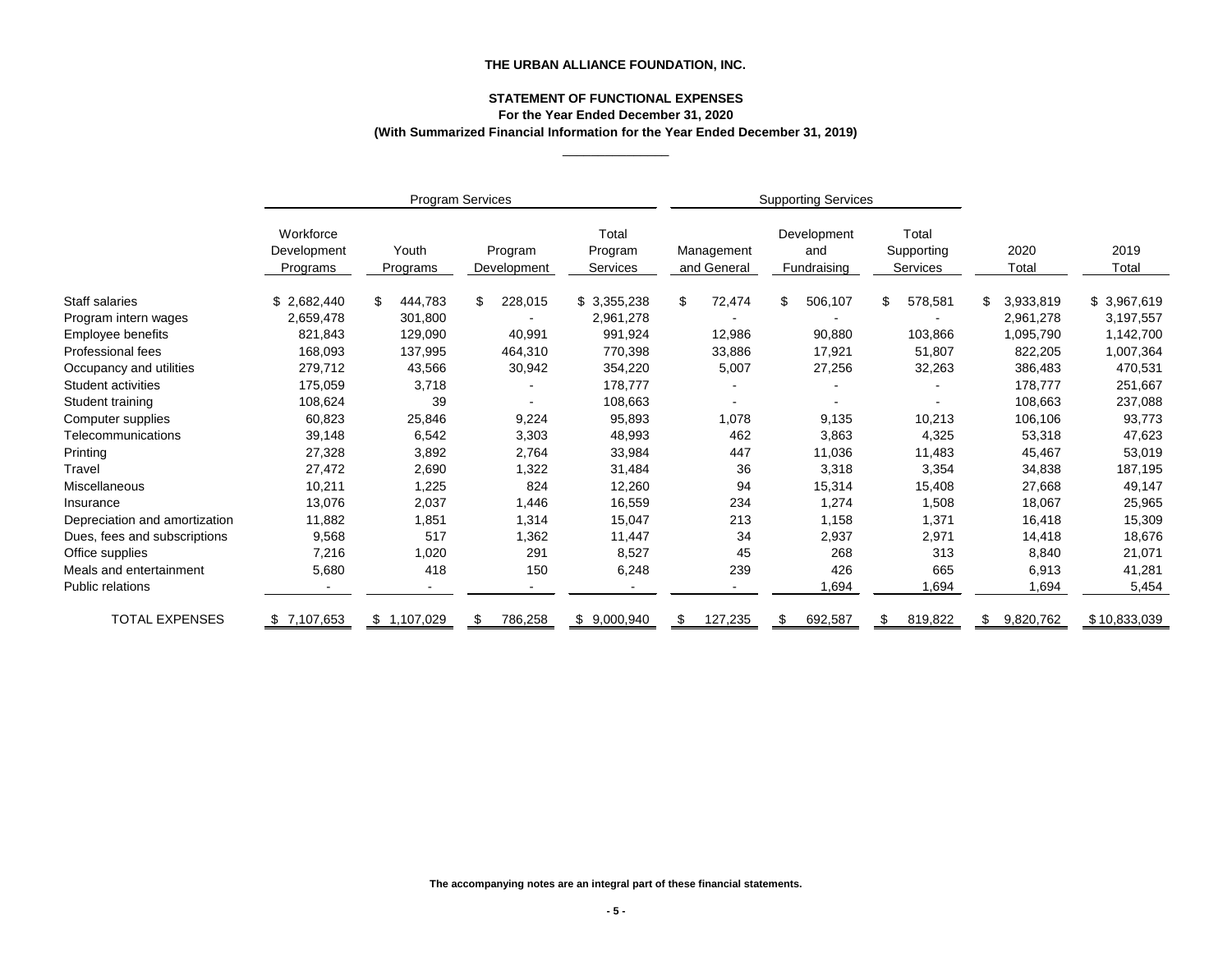# THE URBAN ALLIANCE FOUNDATION, INC.

## STATEMENT OF FUNCTIONAL EXPENSES

### For the Year Ended December 31, 2020

### (With Summarized Financial Information for the Year Ended December 31, 2019)

| | Program Services | | | | Supporting Services | | | | |
|---|---|---|---|---|---|---|---|---|---|
| | Workforce Development Programs | Youth Programs | Program Development | Total Program Services | Management and General | Development and Fundraising | Total Supporting Services | 2020 Total | 2019 Total |
| Staff salaries | $ 2,682,440 | $ 444,783 | $ 228,015 | $ 3,355,238 | $ 72,474 | $ 506,107 | $ 578,581 | $ 3,933,819 | $ 3,967,619 |
| Program intern wages | 2,659,478 | 301,800 | - | 2,961,278 | - | - | - | 2,961,278 | 3,197,557 |
| Employee benefits | 821,843 | 129,090 | 40,991 | 991,924 | 12,986 | 90,880 | 103,866 | 1,095,790 | 1,142,700 |
| Professional fees | 168,093 | 137,995 | 464,310 | 770,398 | 33,886 | 17,921 | 51,807 | 822,205 | 1,007,364 |
| Occupancy and utilities | 279,712 | 43,566 | 30,942 | 354,220 | 5,007 | 27,256 | 32,263 | 386,483 | 470,531 |
| Student activities | 175,059 | 3,718 | - | 178,777 | - | - | - | 178,777 | 251,667 |
| Student training | 108,624 | 39 | - | 108,663 | - | - | - | 108,663 | 237,088 |
| Computer supplies | 60,823 | 25,846 | 9,224 | 95,893 | 1,078 | 9,135 | 10,213 | 106,106 | 93,773 |
| Telecommunications | 39,148 | 6,542 | 3,303 | 48,993 | 462 | 3,863 | 4,325 | 53,318 | 47,623 |
| Printing | 27,328 | 3,892 | 2,764 | 33,984 | 447 | 11,036 | 11,483 | 45,467 | 53,019 |
| Travel | 27,472 | 2,690 | 1,322 | 31,484 | 36 | 3,318 | 3,354 | 34,838 | 187,195 |
| Miscellaneous | 10,211 | 1,225 | 824 | 12,260 | 94 | 15,314 | 15,408 | 27,668 | 49,147 |
| Insurance | 13,076 | 2,037 | 1,446 | 16,559 | 234 | 1,274 | 1,508 | 18,067 | 25,965 |
| Depreciation and amortization | 11,882 | 1,851 | 1,314 | 15,047 | 213 | 1,158 | 1,371 | 16,418 | 15,309 |
| Dues, fees and subscriptions | 9,568 | 517 | 1,362 | 11,447 | 34 | 2,937 | 2,971 | 14,418 | 18,676 |
| Office supplies | 7,216 | 1,020 | 291 | 8,527 | 45 | 268 | 313 | 8,840 | 21,071 |
| Meals and entertainment | 5,680 | 418 | 150 | 6,248 | 239 | 426 | 665 | 6,913 | 41,281 |
| Public relations | - | - | - | - | - | 1,694 | 1,694 | 1,694 | 5,454 |
| TOTAL EXPENSES | $ 7,107,653 | $ 1,107,029 | $ 786,258 | $ 9,000,940 | $ 127,235 | $ 692,587 | $ 819,822 | $ 9,820,762 | $ 10,833,039 |

**The accompanying notes are an integral part of these financial statements.**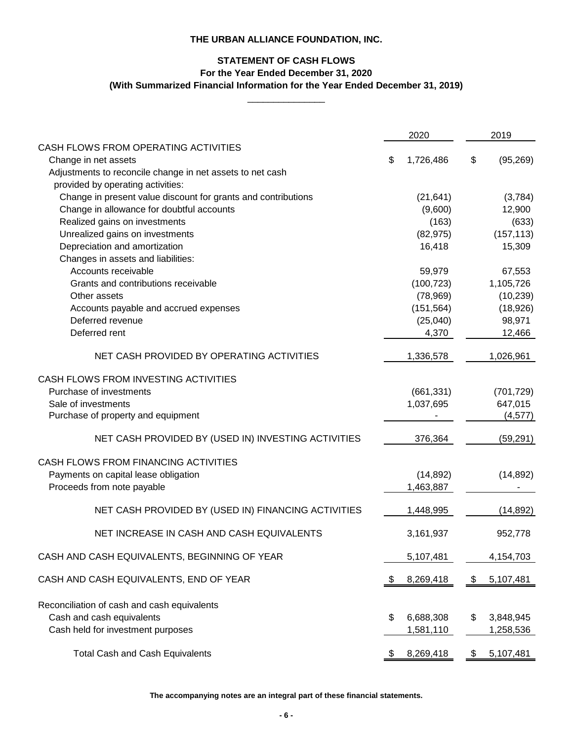# THE URBAN ALLIANCE FOUNDATION, INC.

## STATEMENT OF CASH FLOWS
### For the Year Ended December 31, 2020
### (With Summarized Financial Information for the Year Ended December 31, 2019)

| | 2020 | 2019 |
|---|---|---|
| **CASH FLOWS FROM OPERATING ACTIVITIES** | | |
| Change in net assets | $ 1,726,486 | $ (95,269) |
| Adjustments to reconcile change in net assets to net cash provided by operating activities: | | |
| Change in present value discount for grants and contributions | (21,641) | (3,784) |
| Change in allowance for doubtful accounts | (9,600) | 12,900 |
| Realized gains on investments | (163) | (633) |
| Unrealized gains on investments | (82,975) | (157,113) |
| Depreciation and amortization | 16,418 | 15,309 |
| Changes in assets and liabilities: | | |
| Accounts receivable | 59,979 | 67,553 |
| Grants and contributions receivable | (100,723) | 1,105,726 |
| Other assets | (78,969) | (10,239) |
| Accounts payable and accrued expenses | (151,564) | (18,926) |
| Deferred revenue | (25,040) | 98,971 |
| Deferred rent | 4,370 | 12,466 |
| NET CASH PROVIDED BY OPERATING ACTIVITIES | 1,336,578 | 1,026,961 |
| **CASH FLOWS FROM INVESTING ACTIVITIES** | | |
| Purchase of investments | (661,331) | (701,729) |
| Sale of investments | 1,037,695 | 647,015 |
| Purchase of property and equipment | - | (4,577) |
| NET CASH PROVIDED BY (USED IN) INVESTING ACTIVITIES | 376,364 | (59,291) |
| **CASH FLOWS FROM FINANCING ACTIVITIES** | | |
| Payments on capital lease obligation | (14,892) | (14,892) |
| Proceeds from note payable | 1,463,887 | - |
| NET CASH PROVIDED BY (USED IN) FINANCING ACTIVITIES | 1,448,995 | (14,892) |
| NET INCREASE IN CASH AND CASH EQUIVALENTS | 3,161,937 | 952,778 |
| CASH AND CASH EQUIVALENTS, BEGINNING OF YEAR | 5,107,481 | 4,154,703 |
| CASH AND CASH EQUIVALENTS, END OF YEAR | $ 8,269,418 | $ 5,107,481 |
| Reconciliation of cash and cash equivalents | | |
| Cash and cash equivalents | $ 6,688,308 | $ 3,848,945 |
| Cash held for investment purposes | 1,581,110 | 1,258,536 |
| Total Cash and Cash Equivalents | $ 8,269,418 | $ 5,107,481 |

**The accompanying notes are an integral part of these financial statements.**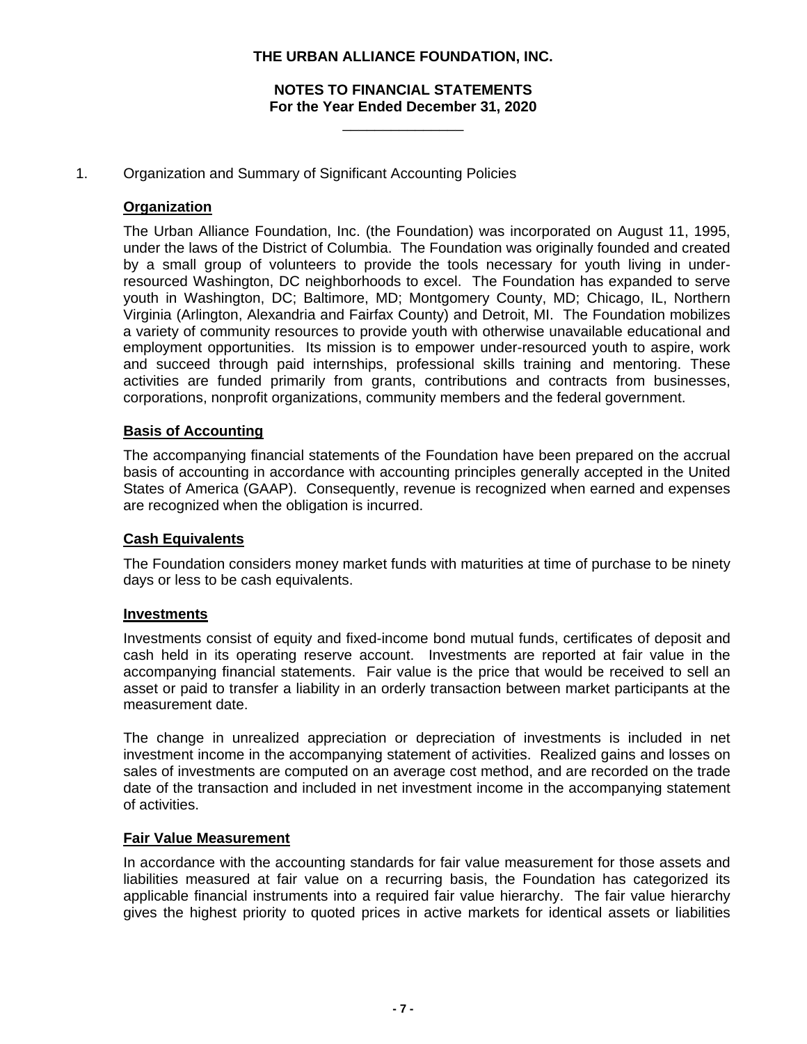**THE URBAN ALLIANCE FOUNDATION, INC.**

**NOTES TO FINANCIAL STATEMENTS**
**For the Year Ended December 31, 2020**

1. Organization and Summary of Significant Accounting Policies

**Organization**

The Urban Alliance Foundation, Inc. (the Foundation) was incorporated on August 11, 1995, under the laws of the District of Columbia. The Foundation was originally founded and created by a small group of volunteers to provide the tools necessary for youth living in under-resourced Washington, DC neighborhoods to excel. The Foundation has expanded to serve youth in Washington, DC; Baltimore, MD; Montgomery County, MD; Chicago, IL, Northern Virginia (Arlington, Alexandria and Fairfax County) and Detroit, MI. The Foundation mobilizes a variety of community resources to provide youth with otherwise unavailable educational and employment opportunities. Its mission is to empower under-resourced youth to aspire, work and succeed through paid internships, professional skills training and mentoring. These activities are funded primarily from grants, contributions and contracts from businesses, corporations, nonprofit organizations, community members and the federal government.

**Basis of Accounting**

The accompanying financial statements of the Foundation have been prepared on the accrual basis of accounting in accordance with accounting principles generally accepted in the United States of America (GAAP). Consequently, revenue is recognized when earned and expenses are recognized when the obligation is incurred.

**Cash Equivalents**

The Foundation considers money market funds with maturities at time of purchase to be ninety days or less to be cash equivalents.

**Investments**

Investments consist of equity and fixed-income bond mutual funds, certificates of deposit and cash held in its operating reserve account. Investments are reported at fair value in the accompanying financial statements. Fair value is the price that would be received to sell an asset or paid to transfer a liability in an orderly transaction between market participants at the measurement date.

The change in unrealized appreciation or depreciation of investments is included in net investment income in the accompanying statement of activities. Realized gains and losses on sales of investments are computed on an average cost method, and are recorded on the trade date of the transaction and included in net investment income in the accompanying statement of activities.

**Fair Value Measurement**

In accordance with the accounting standards for fair value measurement for those assets and liabilities measured at fair value on a recurring basis, the Foundation has categorized its applicable financial instruments into a required fair value hierarchy. The fair value hierarchy gives the highest priority to quoted prices in active markets for identical assets or liabilities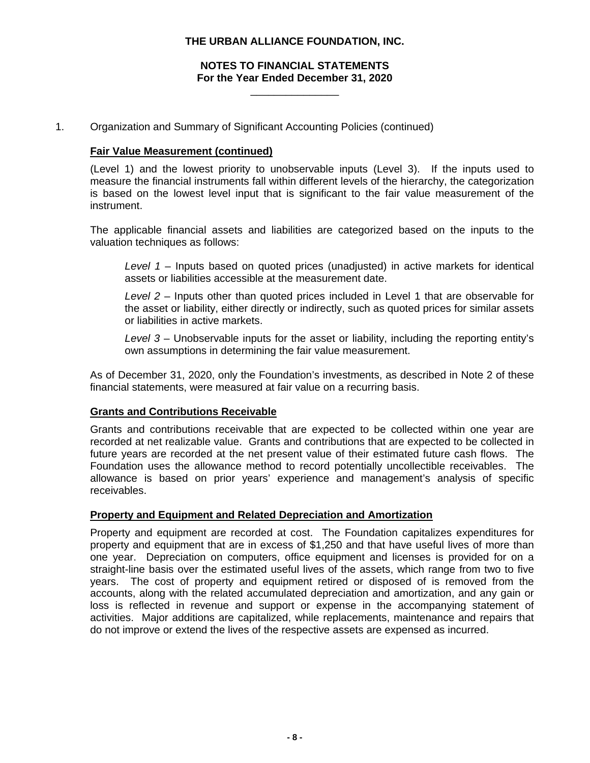1. Organization and Summary of Significant Accounting Policies (continued)

**Fair Value Measurement (continued)**

(Level 1) and the lowest priority to unobservable inputs (Level 3). If the inputs used to measure the financial instruments fall within different levels of the hierarchy, the categorization is based on the lowest level input that is significant to the fair value measurement of the instrument.

The applicable financial assets and liabilities are categorized based on the inputs to the valuation techniques as follows:

*Level 1* – Inputs based on quoted prices (unadjusted) in active markets for identical assets or liabilities accessible at the measurement date.

*Level 2* – Inputs other than quoted prices included in Level 1 that are observable for the asset or liability, either directly or indirectly, such as quoted prices for similar assets or liabilities in active markets.

*Level 3* – Unobservable inputs for the asset or liability, including the reporting entity's own assumptions in determining the fair value measurement.

As of December 31, 2020, only the Foundation's investments, as described in Note 2 of these financial statements, were measured at fair value on a recurring basis.

**Grants and Contributions Receivable**

Grants and contributions receivable that are expected to be collected within one year are recorded at net realizable value. Grants and contributions that are expected to be collected in future years are recorded at the net present value of their estimated future cash flows. The Foundation uses the allowance method to record potentially uncollectible receivables. The allowance is based on prior years' experience and management's analysis of specific receivables.

**Property and Equipment and Related Depreciation and Amortization**

Property and equipment are recorded at cost. The Foundation capitalizes expenditures for property and equipment that are in excess of $1,250 and that have useful lives of more than one year. Depreciation on computers, office equipment and licenses is provided for on a straight-line basis over the estimated useful lives of the assets, which range from two to five years. The cost of property and equipment retired or disposed of is removed from the accounts, along with the related accumulated depreciation and amortization, and any gain or loss is reflected in revenue and support or expense in the accompanying statement of activities. Major additions are capitalized, while replacements, maintenance and repairs that do not improve or extend the lives of the respective assets are expensed as incurred.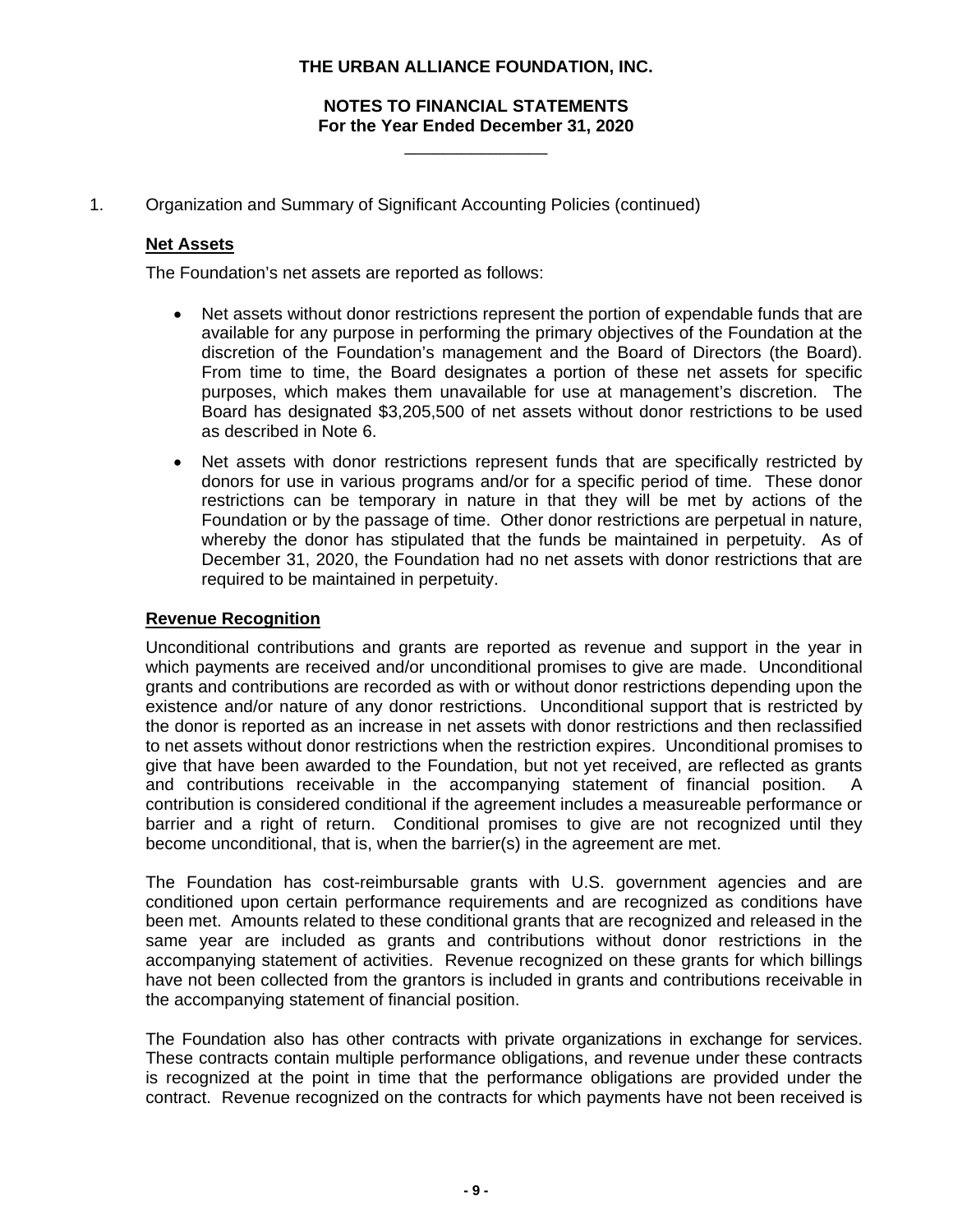# THE URBAN ALLIANCE FOUNDATION, INC.

## NOTES TO FINANCIAL STATEMENTS
## For the Year Ended December 31, 2020

1. Organization and Summary of Significant Accounting Policies (continued)

**Net Assets**

The Foundation's net assets are reported as follows:

- Net assets without donor restrictions represent the portion of expendable funds that are available for any purpose in performing the primary objectives of the Foundation at the discretion of the Foundation's management and the Board of Directors (the Board). From time to time, the Board designates a portion of these net assets for specific purposes, which makes them unavailable for use at management's discretion. The Board has designated $3,205,500 of net assets without donor restrictions to be used as described in Note 6.
- Net assets with donor restrictions represent funds that are specifically restricted by donors for use in various programs and/or for a specific period of time. These donor restrictions can be temporary in nature in that they will be met by actions of the Foundation or by the passage of time. Other donor restrictions are perpetual in nature, whereby the donor has stipulated that the funds be maintained in perpetuity. As of December 31, 2020, the Foundation had no net assets with donor restrictions that are required to be maintained in perpetuity.

**Revenue Recognition**

Unconditional contributions and grants are reported as revenue and support in the year in which payments are received and/or unconditional promises to give are made. Unconditional grants and contributions are recorded as with or without donor restrictions depending upon the existence and/or nature of any donor restrictions. Unconditional support that is restricted by the donor is reported as an increase in net assets with donor restrictions and then reclassified to net assets without donor restrictions when the restriction expires. Unconditional promises to give that have been awarded to the Foundation, but not yet received, are reflected as grants and contributions receivable in the accompanying statement of financial position. A contribution is considered conditional if the agreement includes a measureable performance or barrier and a right of return. Conditional promises to give are not recognized until they become unconditional, that is, when the barrier(s) in the agreement are met.

The Foundation has cost-reimbursable grants with U.S. government agencies and are conditioned upon certain performance requirements and are recognized as conditions have been met. Amounts related to these conditional grants that are recognized and released in the same year are included as grants and contributions without donor restrictions in the accompanying statement of activities. Revenue recognized on these grants for which billings have not been collected from the grantors is included in grants and contributions receivable in the accompanying statement of financial position.

The Foundation also has other contracts with private organizations in exchange for services. These contracts contain multiple performance obligations, and revenue under these contracts is recognized at the point in time that the performance obligations are provided under the contract. Revenue recognized on the contracts for which payments have not been received is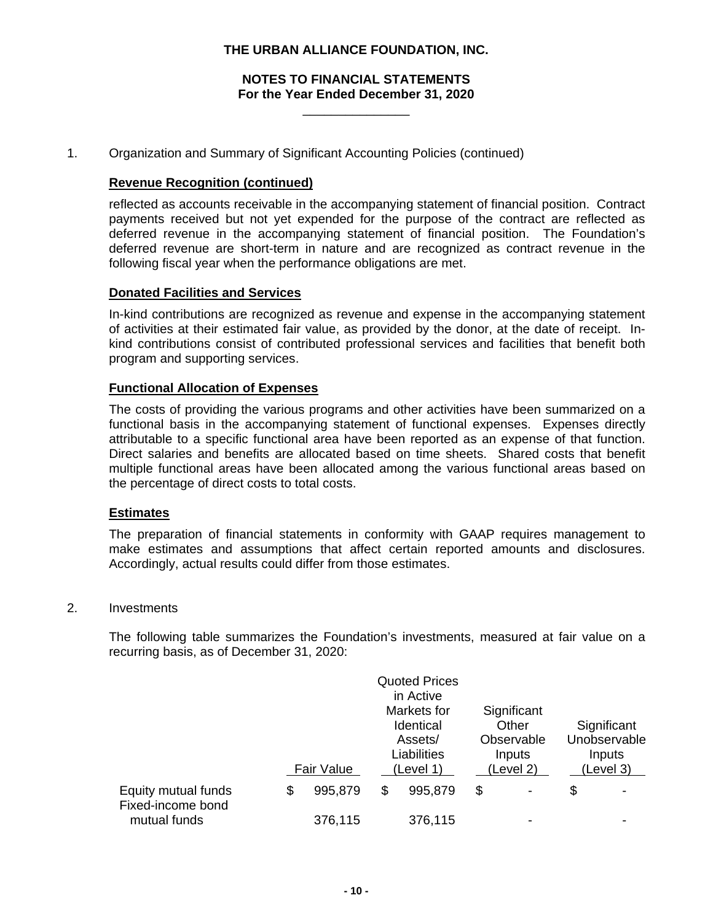**THE URBAN ALLIANCE FOUNDATION, INC.**

**NOTES TO FINANCIAL STATEMENTS**
**For the Year Ended December 31, 2020**

1. Organization and Summary of Significant Accounting Policies (continued)

**Revenue Recognition (continued)**

reflected as accounts receivable in the accompanying statement of financial position. Contract payments received but not yet expended for the purpose of the contract are reflected as deferred revenue in the accompanying statement of financial position. The Foundation's deferred revenue are short-term in nature and are recognized as contract revenue in the following fiscal year when the performance obligations are met.

**Donated Facilities and Services**

In-kind contributions are recognized as revenue and expense in the accompanying statement of activities at their estimated fair value, as provided by the donor, at the date of receipt. In-kind contributions consist of contributed professional services and facilities that benefit both program and supporting services.

**Functional Allocation of Expenses**

The costs of providing the various programs and other activities have been summarized on a functional basis in the accompanying statement of functional expenses. Expenses directly attributable to a specific functional area have been reported as an expense of that function. Direct salaries and benefits are allocated based on time sheets. Shared costs that benefit multiple functional areas have been allocated among the various functional areas based on the percentage of direct costs to total costs.

**Estimates**

The preparation of financial statements in conformity with GAAP requires management to make estimates and assumptions that affect certain reported amounts and disclosures. Accordingly, actual results could differ from those estimates.

2. Investments

The following table summarizes the Foundation's investments, measured at fair value on a recurring basis, as of December 31, 2020:

| | Fair Value | Quoted Prices in Active Markets for Identical Assets/ Liabilities (Level 1) | Significant Other Observable Inputs (Level 2) | Significant Unobservable Inputs (Level 3) |
|---|---|---|---|---|
| Equity mutual funds | $ 995,879 | $ 995,879 | $ - | $ - |
| Fixed-income bond mutual funds | 376,115 | 376,115 | - | - |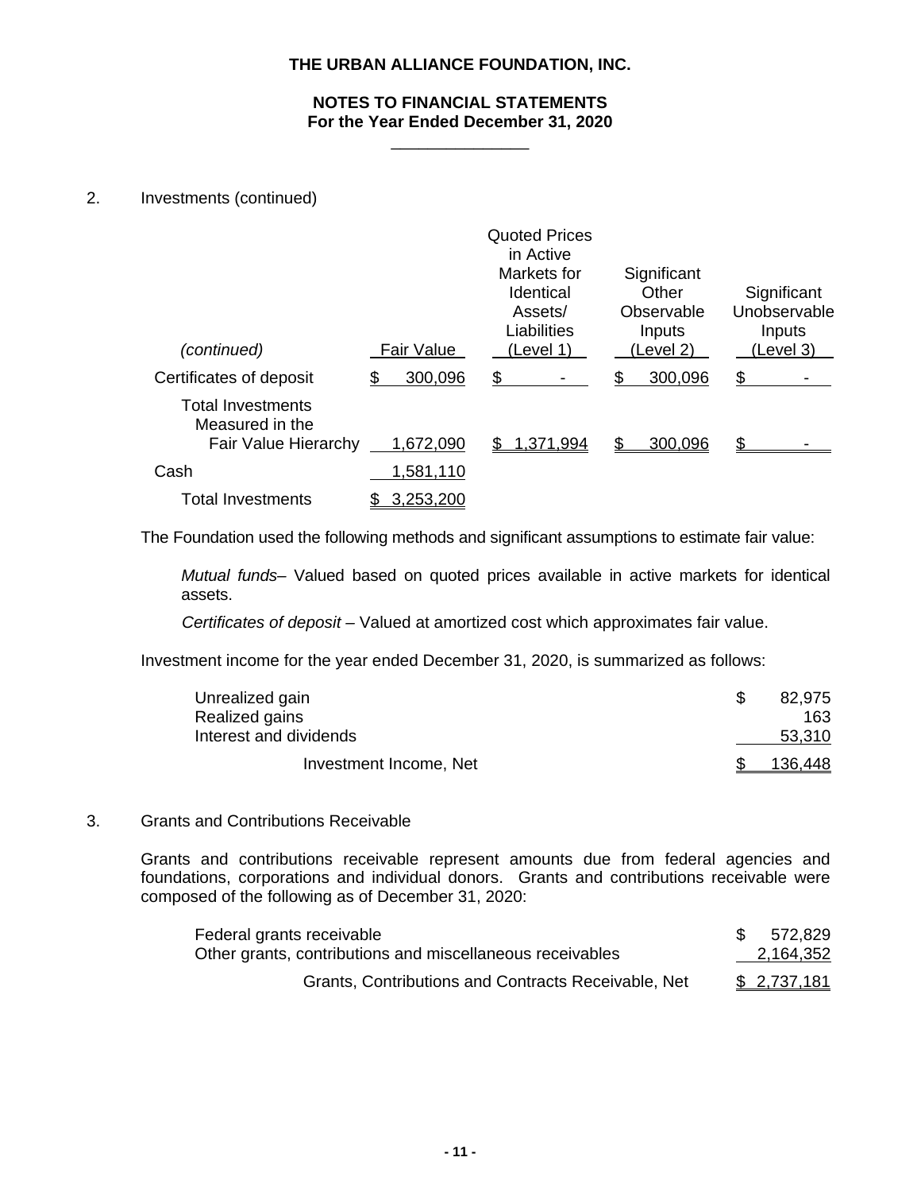**THE URBAN ALLIANCE FOUNDATION, INC.**

**NOTES TO FINANCIAL STATEMENTS**
**For the Year Ended December 31, 2020**

2. Investments (continued)

| *(continued)* | Fair Value | Quoted Prices in Active Markets for Identical Assets/ Liabilities (Level 1) | Significant Other Observable Inputs (Level 2) | Significant Unobservable Inputs (Level 3) |
|---|---|---|---|---|
| Certificates of deposit | $ 300,096 | $ - | $ 300,096 | $ - |
| Total Investments Measured in the Fair Value Hierarchy | 1,672,090 | $ 1,371,994 | $ 300,096 | $ - |
| Cash | 1,581,110 | | | |
| Total Investments | $ 3,253,200 | | | |

The Foundation used the following methods and significant assumptions to estimate fair value:

*Mutual funds*– Valued based on quoted prices available in active markets for identical assets.

*Certificates of deposit* – Valued at amortized cost which approximates fair value.

Investment income for the year ended December 31, 2020, is summarized as follows:

| | |
|---|---|
| Unrealized gain | $ 82,975 |
| Realized gains | 163 |
| Interest and dividends | 53,310 |
| Investment Income, Net | $ 136,448 |

3. Grants and Contributions Receivable

Grants and contributions receivable represent amounts due from federal agencies and foundations, corporations and individual donors. Grants and contributions receivable were composed of the following as of December 31, 2020:

| | |
|---|---|
| Federal grants receivable | $ 572,829 |
| Other grants, contributions and miscellaneous receivables | 2,164,352 |
| Grants, Contributions and Contracts Receivable, Net | $ 2,737,181 |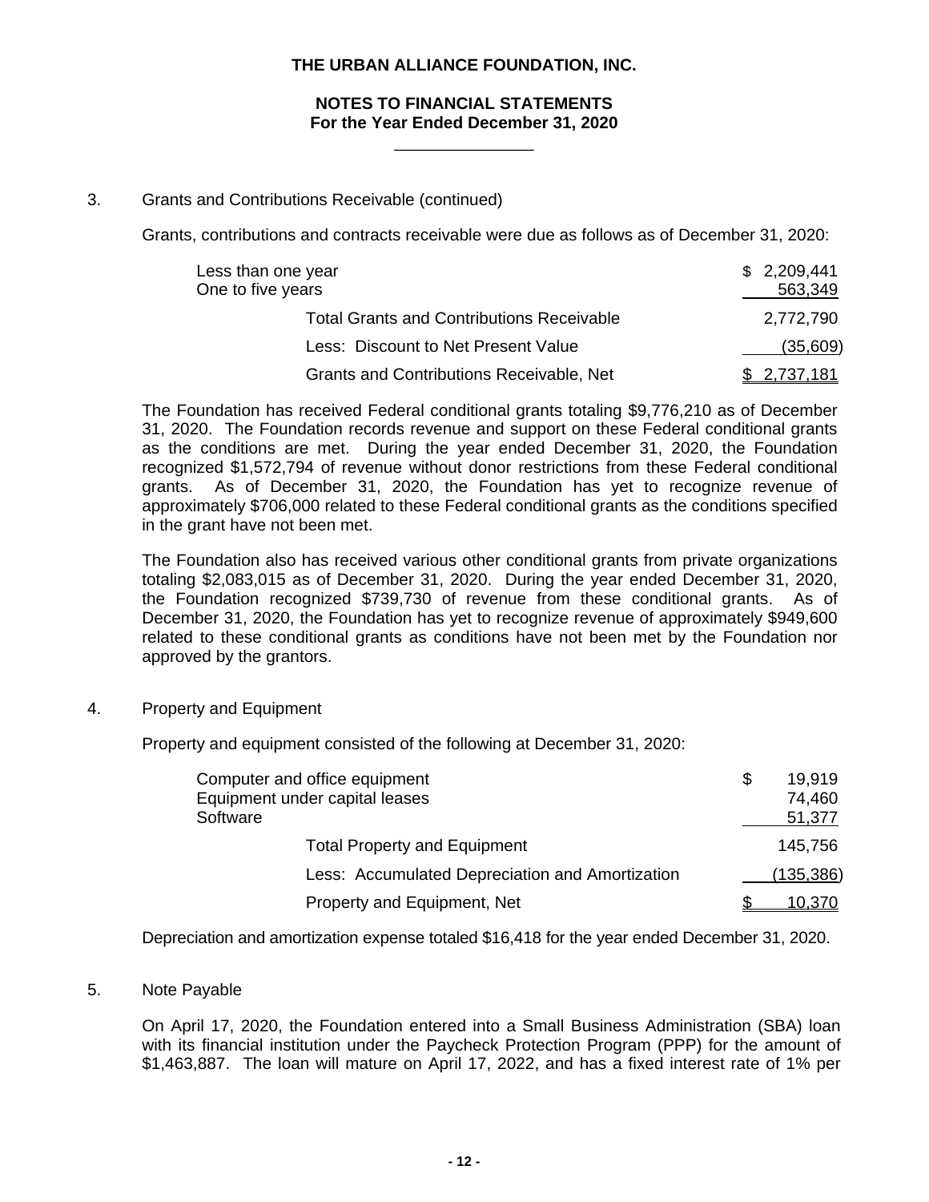## 3. Grants and Contributions Receivable (continued)

Grants, contributions and contracts receivable were due as follows as of December 31, 2020:

| | |
|---|---|
| Less than one year | $ 2,209,441 |
| One to five years | 563,349 |
| Total Grants and Contributions Receivable | 2,772,790 |
| Less: Discount to Net Present Value | (35,609) |
| Grants and Contributions Receivable, Net | $ 2,737,181 |

The Foundation has received Federal conditional grants totaling $9,776,210 as of December 31, 2020. The Foundation records revenue and support on these Federal conditional grants as the conditions are met. During the year ended December 31, 2020, the Foundation recognized $1,572,794 of revenue without donor restrictions from these Federal conditional grants. As of December 31, 2020, the Foundation has yet to recognize revenue of approximately $706,000 related to these Federal conditional grants as the conditions specified in the grant have not been met.

The Foundation also has received various other conditional grants from private organizations totaling $2,083,015 as of December 31, 2020. During the year ended December 31, 2020, the Foundation recognized $739,730 of revenue from these conditional grants. As of December 31, 2020, the Foundation has yet to recognize revenue of approximately $949,600 related to these conditional grants as conditions have not been met by the Foundation nor approved by the grantors.

## 4. Property and Equipment

Property and equipment consisted of the following at December 31, 2020:

| | |
|---|---|
| Computer and office equipment | $ 19,919 |
| Equipment under capital leases | 74,460 |
| Software | 51,377 |
| Total Property and Equipment | 145,756 |
| Less: Accumulated Depreciation and Amortization | (135,386) |
| Property and Equipment, Net | $ 10,370 |

Depreciation and amortization expense totaled $16,418 for the year ended December 31, 2020.

## 5. Note Payable

On April 17, 2020, the Foundation entered into a Small Business Administration (SBA) loan with its financial institution under the Paycheck Protection Program (PPP) for the amount of $1,463,887. The loan will mature on April 17, 2022, and has a fixed interest rate of 1% per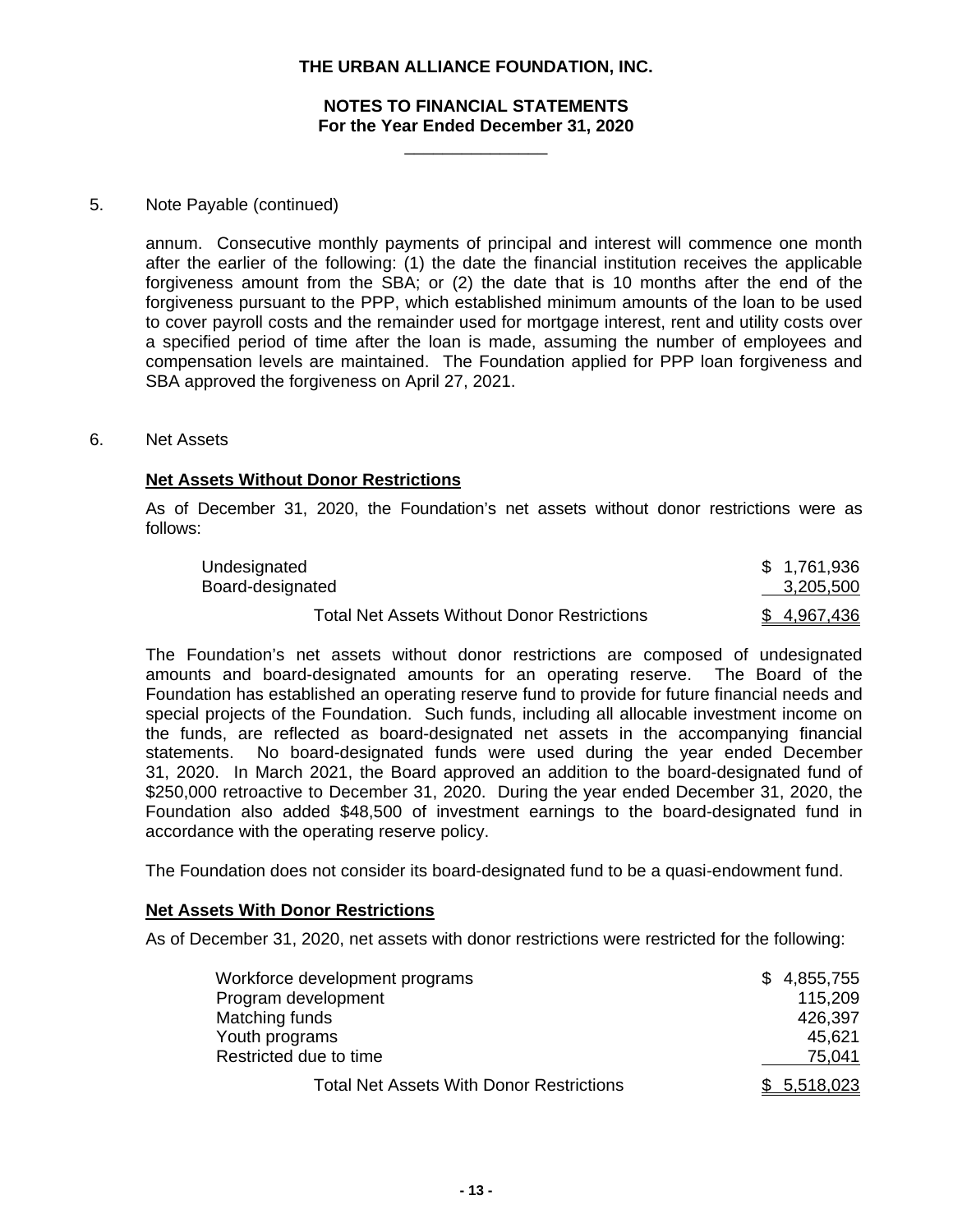THE URBAN ALLIANCE FOUNDATION, INC.

NOTES TO FINANCIAL STATEMENTS
For the Year Ended December 31, 2020

5. Note Payable (continued)

annum. Consecutive monthly payments of principal and interest will commence one month after the earlier of the following: (1) the date the financial institution receives the applicable forgiveness amount from the SBA; or (2) the date that is 10 months after the end of the forgiveness pursuant to the PPP, which established minimum amounts of the loan to be used to cover payroll costs and the remainder used for mortgage interest, rent and utility costs over a specified period of time after the loan is made, assuming the number of employees and compensation levels are maintained. The Foundation applied for PPP loan forgiveness and SBA approved the forgiveness on April 27, 2021.

6. Net Assets

**Net Assets Without Donor Restrictions**

As of December 31, 2020, the Foundation's net assets without donor restrictions were as follows:

| | |
|---|---|
| Undesignated | $ 1,761,936 |
| Board-designated | 3,205,500 |
| Total Net Assets Without Donor Restrictions | $ 4,967,436 |

The Foundation's net assets without donor restrictions are composed of undesignated amounts and board-designated amounts for an operating reserve. The Board of the Foundation has established an operating reserve fund to provide for future financial needs and special projects of the Foundation. Such funds, including all allocable investment income on the funds, are reflected as board-designated net assets in the accompanying financial statements. No board-designated funds were used during the year ended December 31, 2020. In March 2021, the Board approved an addition to the board-designated fund of $250,000 retroactive to December 31, 2020. During the year ended December 31, 2020, the Foundation also added $48,500 of investment earnings to the board-designated fund in accordance with the operating reserve policy.

The Foundation does not consider its board-designated fund to be a quasi-endowment fund.

**Net Assets With Donor Restrictions**

As of December 31, 2020, net assets with donor restrictions were restricted for the following:

| | |
|---|---|
| Workforce development programs | $ 4,855,755 |
| Program development | 115,209 |
| Matching funds | 426,397 |
| Youth programs | 45,621 |
| Restricted due to time | 75,041 |
| Total Net Assets With Donor Restrictions | $ 5,518,023 |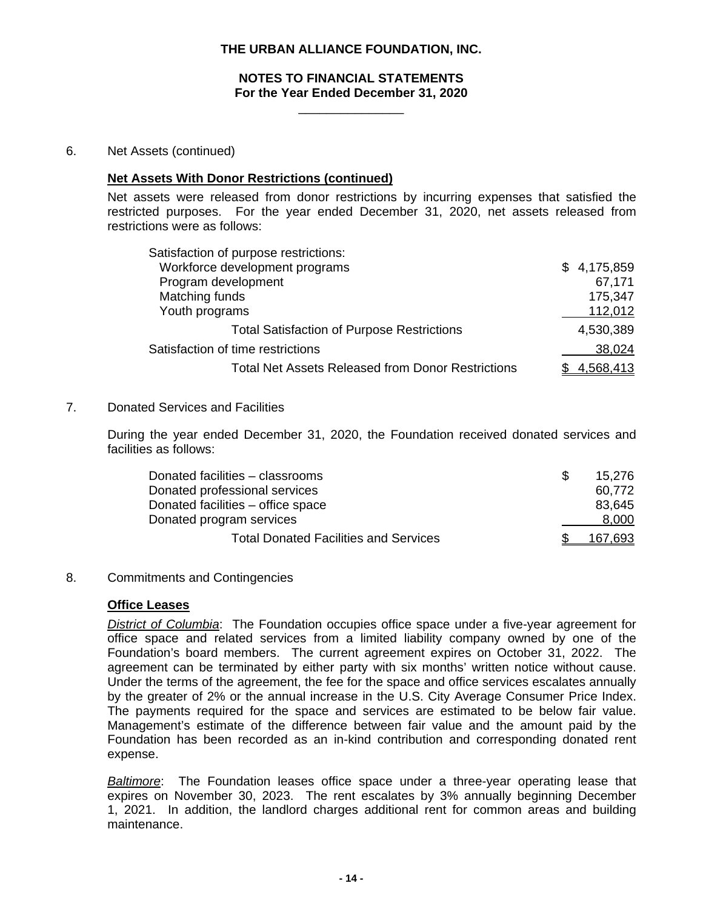6. Net Assets (continued)

**Net Assets With Donor Restrictions (continued)**

Net assets were released from donor restrictions by incurring expenses that satisfied the restricted purposes. For the year ended December 31, 2020, net assets released from restrictions were as follows:

| | |
|---|---|
| Satisfaction of purpose restrictions: | |
| Workforce development programs | $ 4,175,859 |
| Program development | 67,171 |
| Matching funds | 175,347 |
| Youth programs | 112,012 |
| Total Satisfaction of Purpose Restrictions | 4,530,389 |
| Satisfaction of time restrictions | 38,024 |
| Total Net Assets Released from Donor Restrictions | $ 4,568,413 |

7. Donated Services and Facilities

During the year ended December 31, 2020, the Foundation received donated services and facilities as follows:

| | |
|---|---|
| Donated facilities – classrooms | $ 15,276 |
| Donated professional services | 60,772 |
| Donated facilities – office space | 83,645 |
| Donated program services | 8,000 |
| Total Donated Facilities and Services | $ 167,693 |

8. Commitments and Contingencies

**Office Leases**

*District of Columbia*: The Foundation occupies office space under a five-year agreement for office space and related services from a limited liability company owned by one of the Foundation's board members. The current agreement expires on October 31, 2022. The agreement can be terminated by either party with six months' written notice without cause. Under the terms of the agreement, the fee for the space and office services escalates annually by the greater of 2% or the annual increase in the U.S. City Average Consumer Price Index. The payments required for the space and services are estimated to be below fair value. Management's estimate of the difference between fair value and the amount paid by the Foundation has been recorded as an in-kind contribution and corresponding donated rent expense.

*Baltimore*: The Foundation leases office space under a three-year operating lease that expires on November 30, 2023. The rent escalates by 3% annually beginning December 1, 2021. In addition, the landlord charges additional rent for common areas and building maintenance.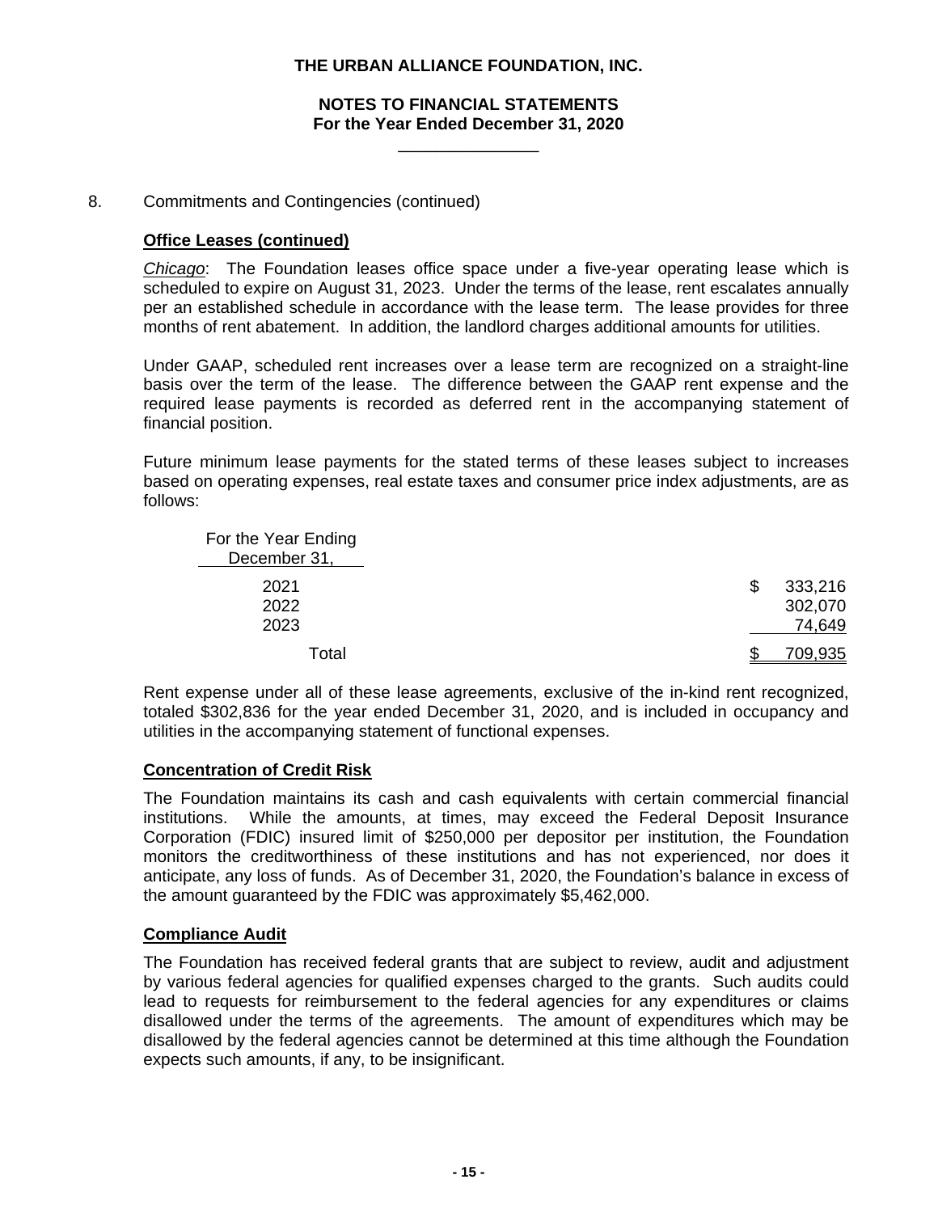8. Commitments and Contingencies (continued)

**Office Leases (continued)**

*Chicago*: The Foundation leases office space under a five-year operating lease which is scheduled to expire on August 31, 2023. Under the terms of the lease, rent escalates annually per an established schedule in accordance with the lease term. The lease provides for three months of rent abatement. In addition, the landlord charges additional amounts for utilities.

Under GAAP, scheduled rent increases over a lease term are recognized on a straight-line basis over the term of the lease. The difference between the GAAP rent expense and the required lease payments is recorded as deferred rent in the accompanying statement of financial position.

Future minimum lease payments for the stated terms of these leases subject to increases based on operating expenses, real estate taxes and consumer price index adjustments, are as follows:

| For the Year Ending December 31, | |
|---|---|
| 2021 | $ 333,216 |
| 2022 | 302,070 |
| 2023 | 74,649 |
| Total | $ 709,935 |

Rent expense under all of these lease agreements, exclusive of the in-kind rent recognized, totaled $302,836 for the year ended December 31, 2020, and is included in occupancy and utilities in the accompanying statement of functional expenses.

**Concentration of Credit Risk**

The Foundation maintains its cash and cash equivalents with certain commercial financial institutions. While the amounts, at times, may exceed the Federal Deposit Insurance Corporation (FDIC) insured limit of $250,000 per depositor per institution, the Foundation monitors the creditworthiness of these institutions and has not experienced, nor does it anticipate, any loss of funds. As of December 31, 2020, the Foundation's balance in excess of the amount guaranteed by the FDIC was approximately $5,462,000.

**Compliance Audit**

The Foundation has received federal grants that are subject to review, audit and adjustment by various federal agencies for qualified expenses charged to the grants. Such audits could lead to requests for reimbursement to the federal agencies for any expenditures or claims disallowed under the terms of the agreements. The amount of expenditures which may be disallowed by the federal agencies cannot be determined at this time although the Foundation expects such amounts, if any, to be insignificant.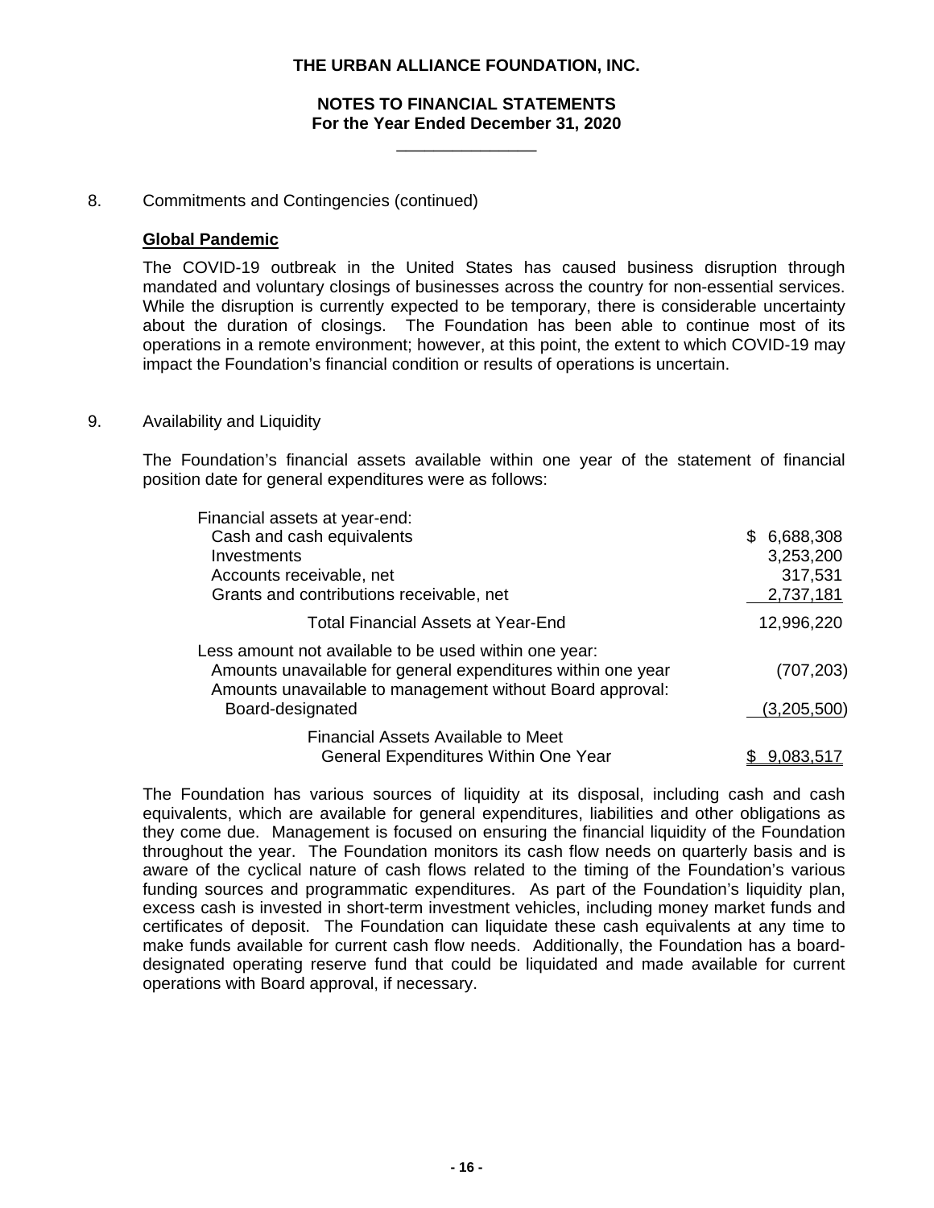8. Commitments and Contingencies (continued)

**Global Pandemic**

The COVID-19 outbreak in the United States has caused business disruption through mandated and voluntary closings of businesses across the country for non-essential services. While the disruption is currently expected to be temporary, there is considerable uncertainty about the duration of closings. The Foundation has been able to continue most of its operations in a remote environment; however, at this point, the extent to which COVID-19 may impact the Foundation's financial condition or results of operations is uncertain.

9. Availability and Liquidity

The Foundation's financial assets available within one year of the statement of financial position date for general expenditures were as follows:

| | |
|---|---|
| Financial assets at year-end: | |
| Cash and cash equivalents | $ 6,688,308 |
| Investments | 3,253,200 |
| Accounts receivable, net | 317,531 |
| Grants and contributions receivable, net | 2,737,181 |
| Total Financial Assets at Year-End | 12,996,220 |
| Less amount not available to be used within one year: | |
| Amounts unavailable for general expenditures within one year | (707,203) |
| Amounts unavailable to management without Board approval: | |
| Board-designated | (3,205,500) |
| Financial Assets Available to Meet General Expenditures Within One Year | $ 9,083,517 |

The Foundation has various sources of liquidity at its disposal, including cash and cash equivalents, which are available for general expenditures, liabilities and other obligations as they come due. Management is focused on ensuring the financial liquidity of the Foundation throughout the year. The Foundation monitors its cash flow needs on quarterly basis and is aware of the cyclical nature of cash flows related to the timing of the Foundation's various funding sources and programmatic expenditures. As part of the Foundation's liquidity plan, excess cash is invested in short-term investment vehicles, including money market funds and certificates of deposit. The Foundation can liquidate these cash equivalents at any time to make funds available for current cash flow needs. Additionally, the Foundation has a board-designated operating reserve fund that could be liquidated and made available for current operations with Board approval, if necessary.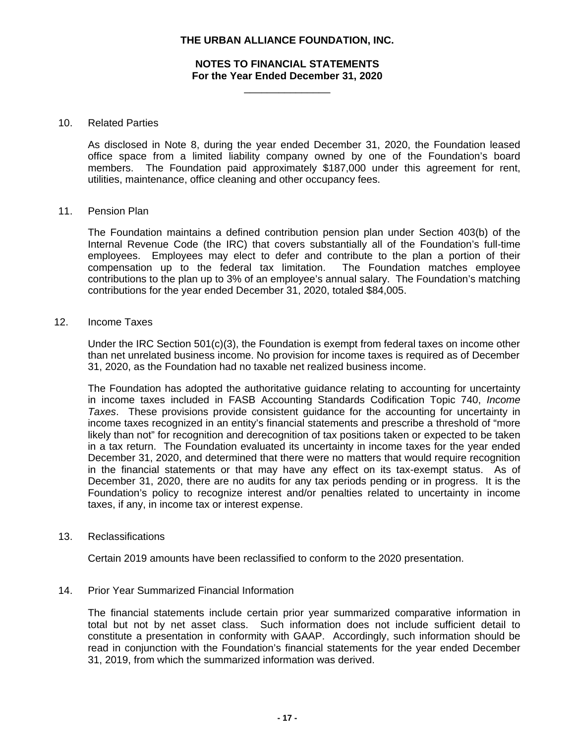**THE URBAN ALLIANCE FOUNDATION, INC.**

**NOTES TO FINANCIAL STATEMENTS**
**For the Year Ended December 31, 2020**

10. Related Parties

As disclosed in Note 8, during the year ended December 31, 2020, the Foundation leased office space from a limited liability company owned by one of the Foundation's board members. The Foundation paid approximately $187,000 under this agreement for rent, utilities, maintenance, office cleaning and other occupancy fees.

11. Pension Plan

The Foundation maintains a defined contribution pension plan under Section 403(b) of the Internal Revenue Code (the IRC) that covers substantially all of the Foundation's full-time employees. Employees may elect to defer and contribute to the plan a portion of their compensation up to the federal tax limitation. The Foundation matches employee contributions to the plan up to 3% of an employee's annual salary. The Foundation's matching contributions for the year ended December 31, 2020, totaled $84,005.

12. Income Taxes

Under the IRC Section 501(c)(3), the Foundation is exempt from federal taxes on income other than net unrelated business income. No provision for income taxes is required as of December 31, 2020, as the Foundation had no taxable net realized business income.

The Foundation has adopted the authoritative guidance relating to accounting for uncertainty in income taxes included in FASB Accounting Standards Codification Topic 740, *Income Taxes*. These provisions provide consistent guidance for the accounting for uncertainty in income taxes recognized in an entity's financial statements and prescribe a threshold of "more likely than not" for recognition and derecognition of tax positions taken or expected to be taken in a tax return. The Foundation evaluated its uncertainty in income taxes for the year ended December 31, 2020, and determined that there were no matters that would require recognition in the financial statements or that may have any effect on its tax-exempt status. As of December 31, 2020, there are no audits for any tax periods pending or in progress. It is the Foundation's policy to recognize interest and/or penalties related to uncertainty in income taxes, if any, in income tax or interest expense.

13. Reclassifications

Certain 2019 amounts have been reclassified to conform to the 2020 presentation.

14. Prior Year Summarized Financial Information

The financial statements include certain prior year summarized comparative information in total but not by net asset class. Such information does not include sufficient detail to constitute a presentation in conformity with GAAP. Accordingly, such information should be read in conjunction with the Foundation's financial statements for the year ended December 31, 2019, from which the summarized information was derived.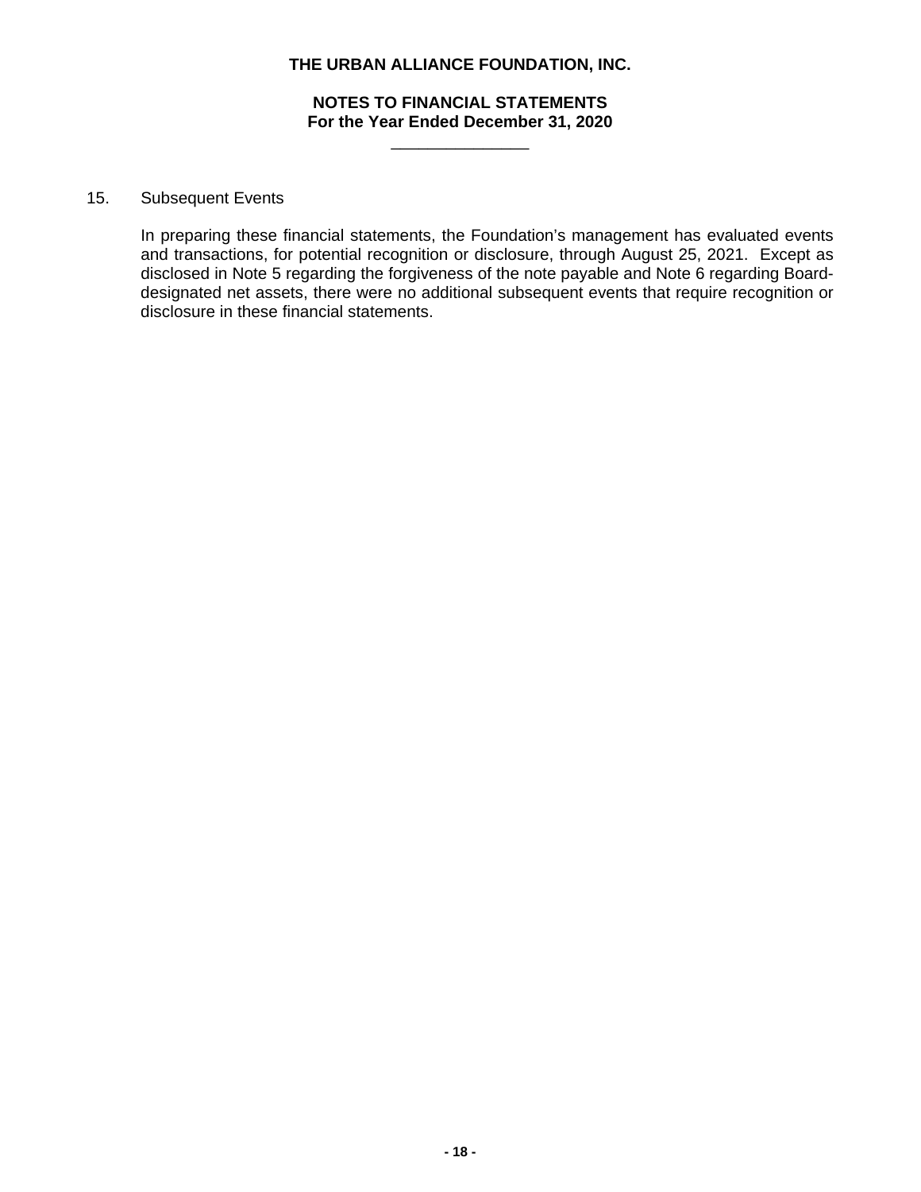15. Subsequent Events

In preparing these financial statements, the Foundation's management has evaluated events and transactions, for potential recognition or disclosure, through August 25, 2021. Except as disclosed in Note 5 regarding the forgiveness of the note payable and Note 6 regarding Board-designated net assets, there were no additional subsequent events that require recognition or disclosure in these financial statements.